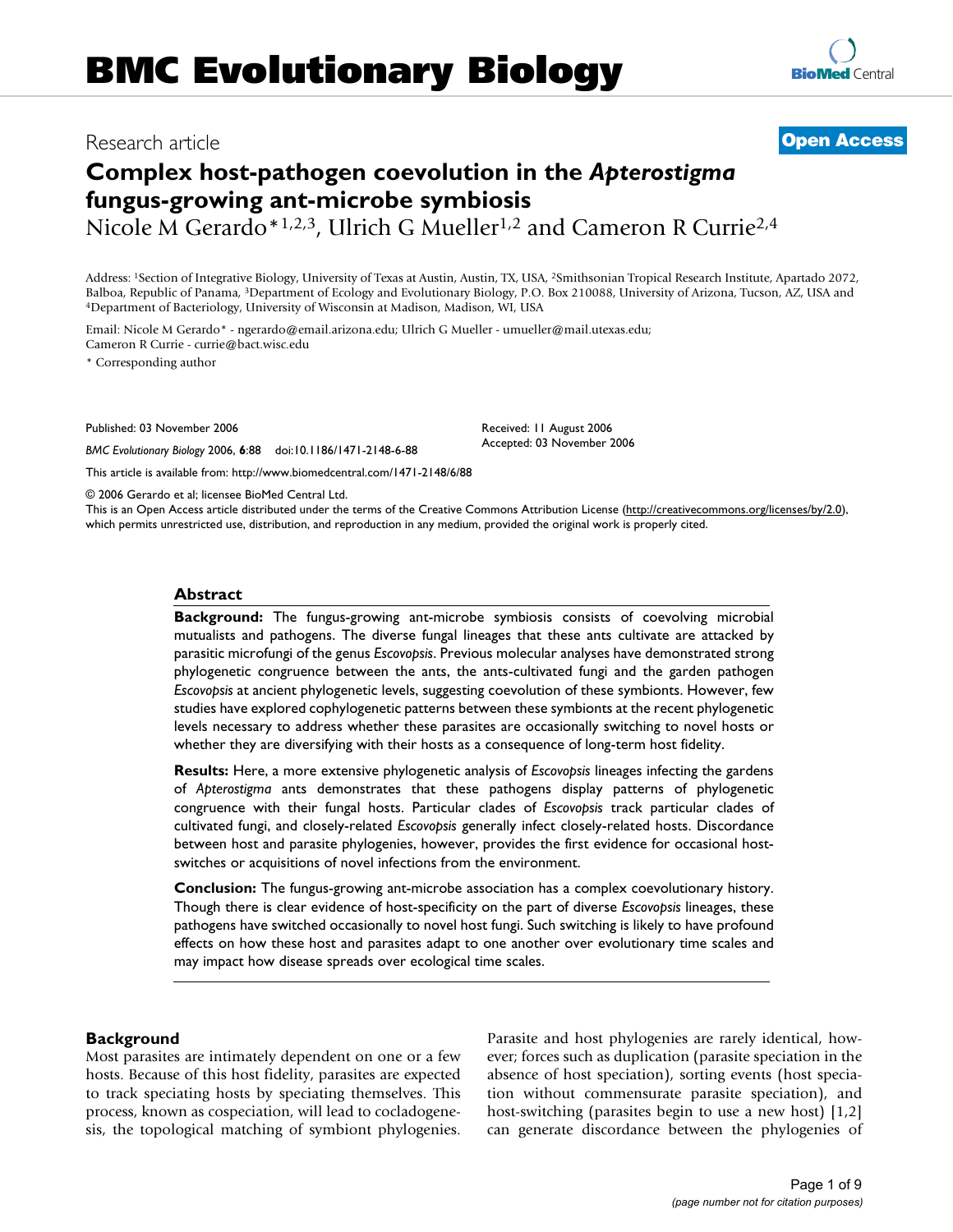# BMC Evolutionary Biology

Research article

**Open Access**

# Complex host-pathogen coevolution in the *Apterostigma* fungus-growing ant-microbe symbiosis

Nicole M Gerardo*[1,2,3], Ulrich G Mueller[1,2] and Cameron R Currie[2,4]

Address: [1]Section of Integrative Biology, University of Texas at Austin, Austin, TX, USA, [2]Smithsonian Tropical Research Institute, Apartado 2072, Balboa, Republic of Panama, [3]Department of Ecology and Evolutionary Biology, P.O. Box 210088, University of Arizona, Tucson, AZ, USA and [4]Department of Bacteriology, University of Wisconsin at Madison, Madison, WI, USA

Email: Nicole M Gerardo* - ngerardo@email.arizona.edu; Ulrich G Mueller - umueller@mail.utexas.edu; Cameron R Currie - currie@bact.wisc.edu

* Corresponding author

Published: 03 November 2006

*BMC Evolutionary Biology* 2006, **6**:88 doi:10.1186/1471-2148-6-88

Received: 11 August 2006
Accepted: 03 November 2006

This article is available from: http://www.biomedcentral.com/1471-2148/6/88

© 2006 Gerardo et al; licensee BioMed Central Ltd.
This is an Open Access article distributed under the terms of the Creative Commons Attribution License (http://creativecommons.org/licenses/by/2.0), which permits unrestricted use, distribution, and reproduction in any medium, provided the original work is properly cited.

## Abstract

**Background:** The fungus-growing ant-microbe symbiosis consists of coevolving microbial mutualists and pathogens. The diverse fungal lineages that these ants cultivate are attacked by parasitic microfungi of the genus *Escovopsis*. Previous molecular analyses have demonstrated strong phylogenetic congruence between the ants, the ants-cultivated fungi and the garden pathogen *Escovopsis* at ancient phylogenetic levels, suggesting coevolution of these symbionts. However, few studies have explored cophylogenetic patterns between these symbionts at the recent phylogenetic levels necessary to address whether these parasites are occasionally switching to novel hosts or whether they are diversifying with their hosts as a consequence of long-term host fidelity.

**Results:** Here, a more extensive phylogenetic analysis of *Escovopsis* lineages infecting the gardens of *Apterostigma* ants demonstrates that these pathogens display patterns of phylogenetic congruence with their fungal hosts. Particular clades of *Escovopsis* track particular clades of cultivated fungi, and closely-related *Escovopsis* generally infect closely-related hosts. Discordance between host and parasite phylogenies, however, provides the first evidence for occasional host-switches or acquisitions of novel infections from the environment.

**Conclusion:** The fungus-growing ant-microbe association has a complex coevolutionary history. Though there is clear evidence of host-specificity on the part of diverse *Escovopsis* lineages, these pathogens have switched occasionally to novel host fungi. Such switching is likely to have profound effects on how these host and parasites adapt to one another over evolutionary time scales and may impact how disease spreads over ecological time scales.

## Background

Most parasites are intimately dependent on one or a few hosts. Because of this host fidelity, parasites are expected to track speciating hosts by speciating themselves. This process, known as cospeciation, will lead to cocladogenesis, the topological matching of symbiont phylogenies. Parasite and host phylogenies are rarely identical, however; forces such as duplication (parasite speciation in the absence of host speciation), sorting events (host speciation without commensurate parasite speciation), and host-switching (parasites begin to use a new host) [1,2] can generate discordance between the phylogenies of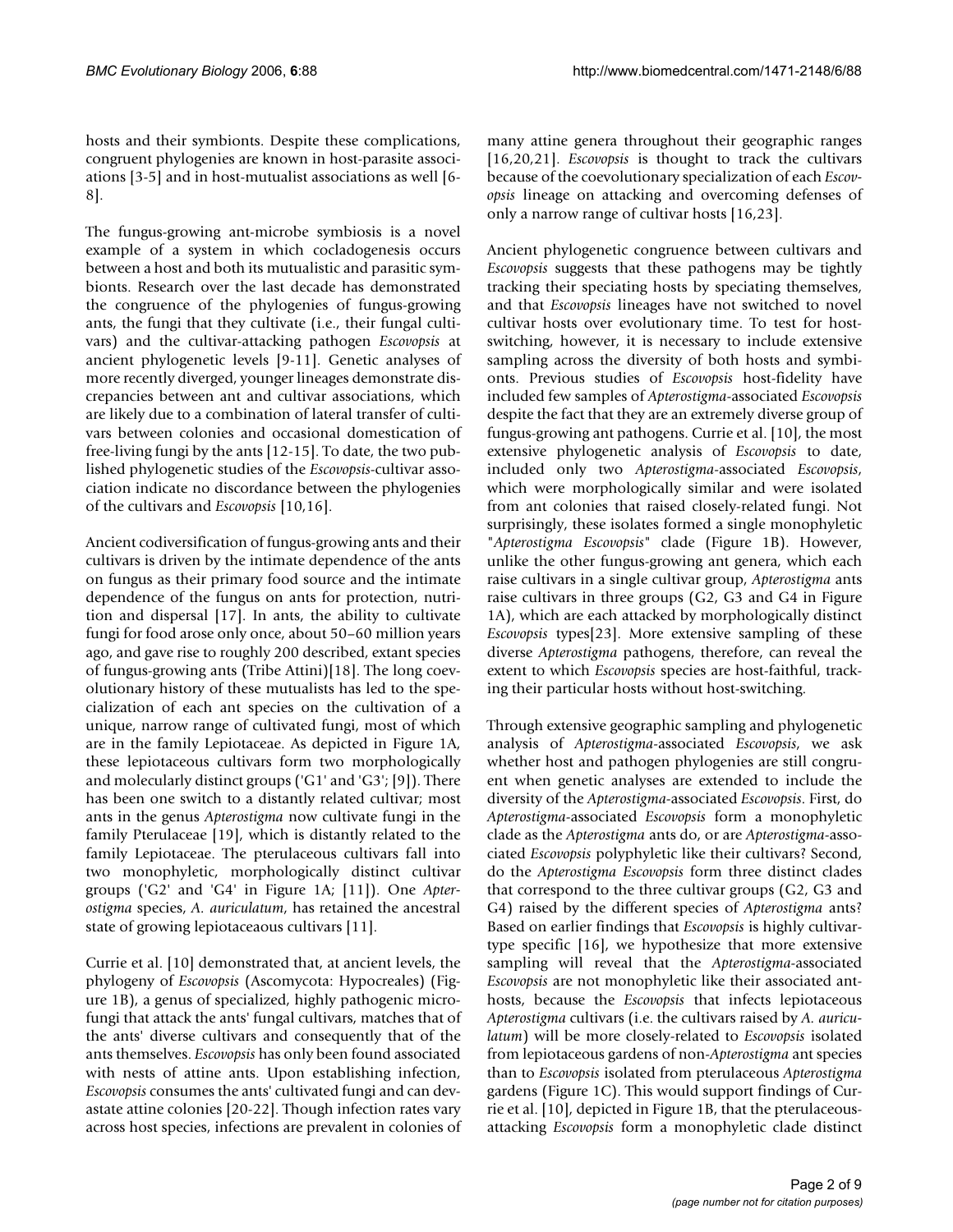hosts and their symbionts. Despite these complications, congruent phylogenies are known in host-parasite associations [3-5] and in host-mutualist associations as well [6-8].

The fungus-growing ant-microbe symbiosis is a novel example of a system in which cocladogenesis occurs between a host and both its mutualistic and parasitic symbionts. Research over the last decade has demonstrated the congruence of the phylogenies of fungus-growing ants, the fungi that they cultivate (i.e., their fungal cultivars) and the cultivar-attacking pathogen *Escovopsis* at ancient phylogenetic levels [9-11]. Genetic analyses of more recently diverged, younger lineages demonstrate discrepancies between ant and cultivar associations, which are likely due to a combination of lateral transfer of cultivars between colonies and occasional domestication of free-living fungi by the ants [12-15]. To date, the two published phylogenetic studies of the *Escovopsis*-cultivar association indicate no discordance between the phylogenies of the cultivars and *Escovopsis* [10,16].

Ancient codiversification of fungus-growing ants and their cultivars is driven by the intimate dependence of the ants on fungus as their primary food source and the intimate dependence of the fungus on ants for protection, nutrition and dispersal [17]. In ants, the ability to cultivate fungi for food arose only once, about 50–60 million years ago, and gave rise to roughly 200 described, extant species of fungus-growing ants (Tribe Attini)[18]. The long coevolutionary history of these mutualists has led to the specialization of each ant species on the cultivation of a unique, narrow range of cultivated fungi, most of which are in the family Lepiotaceae. As depicted in Figure 1A, these lepiotaceous cultivars form two morphologically and molecularly distinct groups ('G1' and 'G3'; [9]). There has been one switch to a distantly related cultivar; most ants in the genus *Apterostigma* now cultivate fungi in the family Pterulaceae [19], which is distantly related to the family Lepiotaceae. The pterulaceous cultivars fall into two monophyletic, morphologically distinct cultivar groups ('G2' and 'G4' in Figure 1A; [11]). One *Apterostigma* species, *A. auriculatum*, has retained the ancestral state of growing lepiotaceaous cultivars [11].

Currie et al. [10] demonstrated that, at ancient levels, the phylogeny of *Escovopsis* (Ascomycota: Hypocreales) (Figure 1B), a genus of specialized, highly pathogenic microfungi that attack the ants' fungal cultivars, matches that of the ants' diverse cultivars and consequently that of the ants themselves. *Escovopsis* has only been found associated with nests of attine ants. Upon establishing infection, *Escovopsis* consumes the ants' cultivated fungi and can devastate attine colonies [20-22]. Though infection rates vary across host species, infections are prevalent in colonies of many attine genera throughout their geographic ranges [16,20,21]. *Escovopsis* is thought to track the cultivars because of the coevolutionary specialization of each *Escovopsis* lineage on attacking and overcoming defenses of only a narrow range of cultivar hosts [16,23].

Ancient phylogenetic congruence between cultivars and *Escovopsis* suggests that these pathogens may be tightly tracking their speciating hosts by speciating themselves, and that *Escovopsis* lineages have not switched to novel cultivar hosts over evolutionary time. To test for host-switching, however, it is necessary to include extensive sampling across the diversity of both hosts and symbionts. Previous studies of *Escovopsis* host-fidelity have included few samples of *Apterostigma*-associated *Escovopsis* despite the fact that they are an extremely diverse group of fungus-growing ant pathogens. Currie et al. [10], the most extensive phylogenetic analysis of *Escovopsis* to date, included only two *Apterostigma*-associated *Escovopsis*, which were morphologically similar and were isolated from ant colonies that raised closely-related fungi. Not surprisingly, these isolates formed a single monophyletic "*Apterostigma Escovopsis*" clade (Figure 1B). However, unlike the other fungus-growing ant genera, which each raise cultivars in a single cultivar group, *Apterostigma* ants raise cultivars in three groups (G2, G3 and G4 in Figure 1A), which are each attacked by morphologically distinct *Escovopsis* types[23]. More extensive sampling of these diverse *Apterostigma* pathogens, therefore, can reveal the extent to which *Escovopsis* species are host-faithful, tracking their particular hosts without host-switching.

Through extensive geographic sampling and phylogenetic analysis of *Apterostigma*-associated *Escovopsis*, we ask whether host and pathogen phylogenies are still congruent when genetic analyses are extended to include the diversity of the *Apterostigma*-associated *Escovopsis*. First, do *Apterostigma*-associated *Escovopsis* form a monophyletic clade as the *Apterostigma* ants do, or are *Apterostigma*-associated *Escovopsis* polyphyletic like their cultivars? Second, do the *Apterostigma Escovopsis* form three distinct clades that correspond to the three cultivar groups (G2, G3 and G4) raised by the different species of *Apterostigma* ants? Based on earlier findings that *Escovopsis* is highly cultivar-type specific [16], we hypothesize that more extensive sampling will reveal that the *Apterostigma*-associated *Escovopsis* are not monophyletic like their associated ant-hosts, because the *Escovopsis* that infects lepiotaceous *Apterostigma* cultivars (i.e. the cultivars raised by *A. auriculatum*) will be more closely-related to *Escovopsis* isolated from lepiotaceous gardens of non-*Apterostigma* ant species than to *Escovopsis* isolated from pterulaceous *Apterostigma* gardens (Figure 1C). This would support findings of Currie et al. [10], depicted in Figure 1B, that the pterulaceous-attacking *Escovopsis* form a monophyletic clade distinct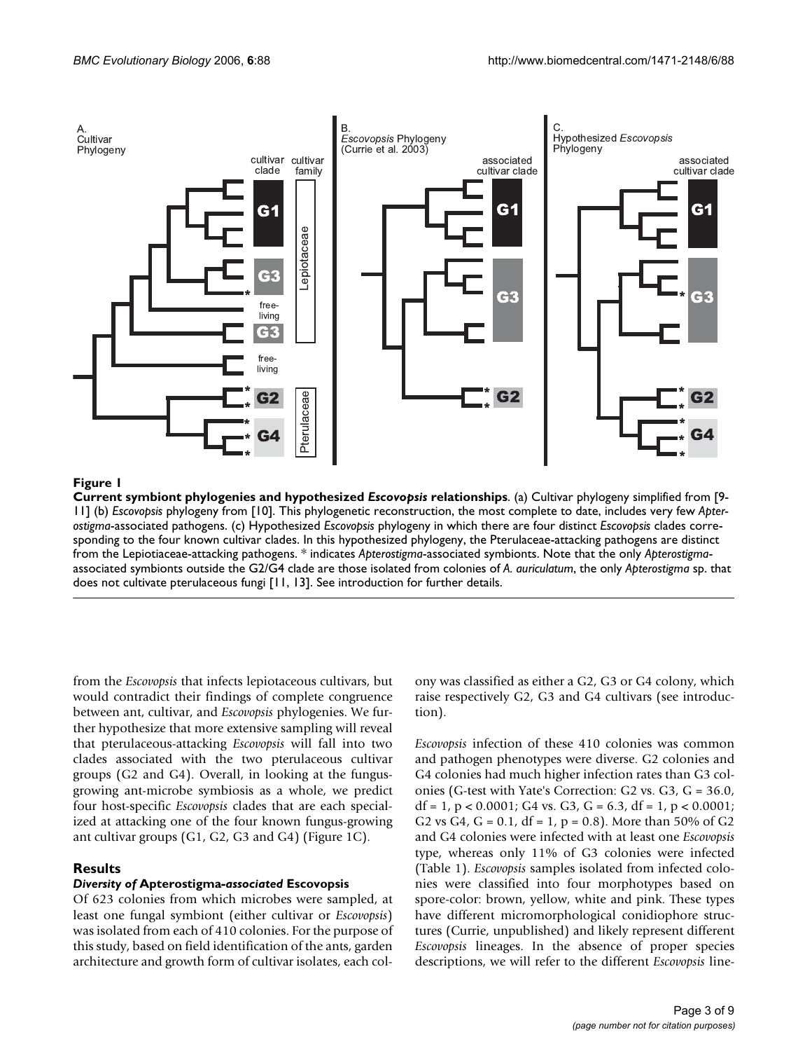**Figure 1**

**Current symbiont phylogenies and hypothesized *Escovopsis* relationships**. (a) Cultivar phylogeny simplified from [9-11] (b) *Escovopsis* phylogeny from [10]. This phylogenetic reconstruction, the most complete to date, includes very few *Apterostigma*-associated pathogens. (c) Hypothesized *Escovopsis* phylogeny in which there are four distinct *Escovopsis* clades corresponding to the four known cultivar clades. In this hypothesized phylogeny, the Pterulaceae-attacking pathogens are distinct from the Lepiotiaceae-attacking pathogens. * indicates *Apterostigma*-associated symbionts. Note that the only *Apterostigma*-associated symbionts outside the G2/G4 clade are those isolated from colonies of *A. auriculatum*, the only *Apterostigma* sp. that does not cultivate pterulaceous fungi [11, 13]. See introduction for further details.

from the *Escovopsis* that infects lepiotaceous cultivars, but would contradict their findings of complete congruence between ant, cultivar, and *Escovopsis* phylogenies. We further hypothesize that more extensive sampling will reveal that pterulaceous-attacking *Escovopsis* will fall into two clades associated with the two pterulaceous cultivar groups (G2 and G4). Overall, in looking at the fungus-growing ant-microbe symbiosis as a whole, we predict four host-specific *Escovopsis* clades that are each specialized at attacking one of the four known fungus-growing ant cultivar groups (G1, G2, G3 and G4) (Figure 1C).

## Results

### *Diversity of* Apterostigma*-associated* Escovopsis

Of 623 colonies from which microbes were sampled, at least one fungal symbiont (either cultivar or *Escovopsis*) was isolated from each of 410 colonies. For the purpose of this study, based on field identification of the ants, garden architecture and growth form of cultivar isolates, each colony was classified as either a G2, G3 or G4 colony, which raise respectively G2, G3 and G4 cultivars (see introduction).

*Escovopsis* infection of these 410 colonies was common and pathogen phenotypes were diverse. G2 colonies and G4 colonies had much higher infection rates than G3 colonies (G-test with Yate's Correction: G2 vs. G3, $G = 36.0$, $df = 1$, $p < 0.0001$; G4 vs. G3, $G = 6.3$, $df = 1$, $p < 0.0001$; G2 vs G4, $G = 0.1$, $df = 1$, $p = 0.8$). More than 50% of G2 and G4 colonies were infected with at least one *Escovopsis* type, whereas only 11% of G3 colonies were infected (Table 1). *Escovopsis* samples isolated from infected colonies were classified into four morphotypes based on spore-color: brown, yellow, white and pink. These types have different micromorphological conidiophore structures (Currie, unpublished) and likely represent different *Escovopsis* lineages. In the absence of proper species descriptions, we will refer to the different *Escovopsis* line-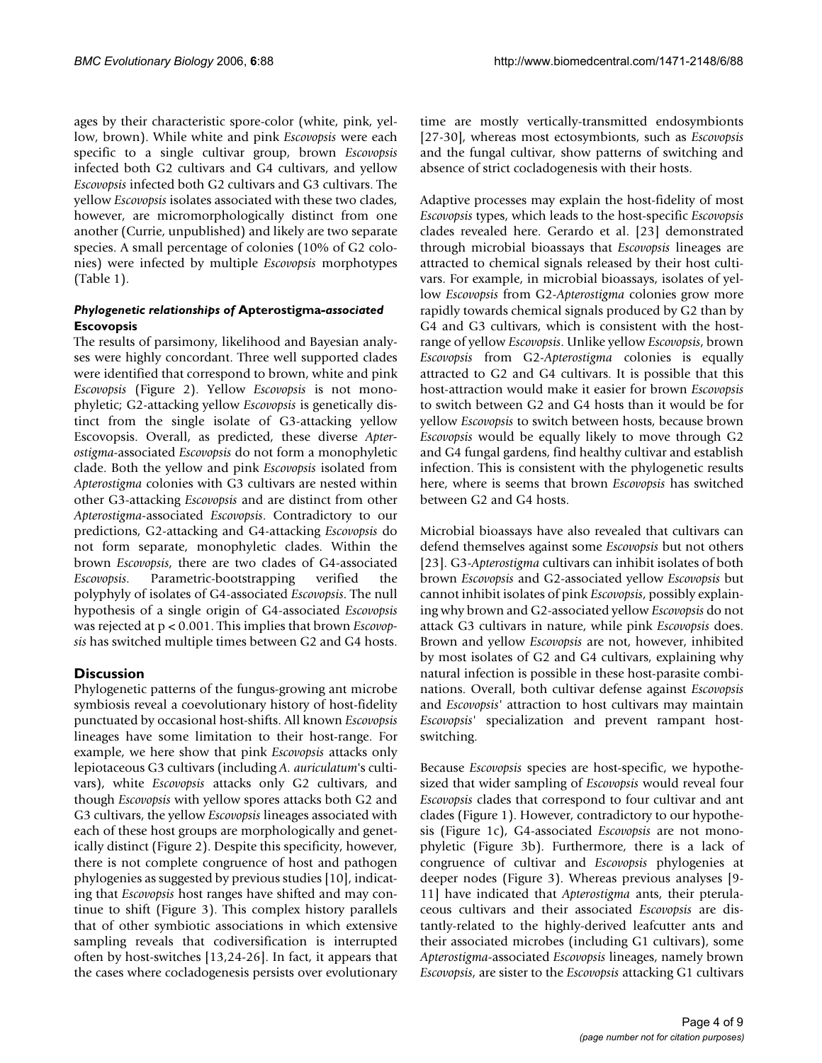ages by their characteristic spore-color (white, pink, yellow, brown). While white and pink *Escovopsis* were each specific to a single cultivar group, brown *Escovopsis* infected both G2 cultivars and G4 cultivars, and yellow *Escovopsis* infected both G2 cultivars and G3 cultivars. The yellow *Escovopsis* isolates associated with these two clades, however, are micromorphologically distinct from one another (Currie, unpublished) and likely are two separate species. A small percentage of colonies (10% of G2 colonies) were infected by multiple *Escovopsis* morphotypes (Table 1).

### *Phylogenetic relationships of* Apterostigma*-associated* Escovopsis

The results of parsimony, likelihood and Bayesian analyses were highly concordant. Three well supported clades were identified that correspond to brown, white and pink *Escovopsis* (Figure 2). Yellow *Escovopsis* is not monophyletic; G2-attacking yellow *Escovopsis* is genetically distinct from the single isolate of G3-attacking yellow Escovopsis. Overall, as predicted, these diverse *Apterostigma*-associated *Escovopsis* do not form a monophyletic clade. Both the yellow and pink *Escovopsis* isolated from *Apterostigma* colonies with G3 cultivars are nested within other G3-attacking *Escovopsis* and are distinct from other *Apterostigma*-associated *Escovopsis*. Contradictory to our predictions, G2-attacking and G4-attacking *Escovopsis* do not form separate, monophyletic clades. Within the brown *Escovopsis*, there are two clades of G4-associated *Escovopsis*. Parametric-bootstrapping verified the polyphyly of isolates of G4-associated *Escovopsis*. The null hypothesis of a single origin of G4-associated *Escovopsis* was rejected at $p < 0.001$. This implies that brown *Escovopsis* has switched multiple times between G2 and G4 hosts.

## Discussion

Phylogenetic patterns of the fungus-growing ant microbe symbiosis reveal a coevolutionary history of host-fidelity punctuated by occasional host-shifts. All known *Escovopsis* lineages have some limitation to their host-range. For example, we here show that pink *Escovopsis* attacks only lepiotaceous G3 cultivars (including *A. auriculatum*'s cultivars), white *Escovopsis* attacks only G2 cultivars, and though *Escovopsis* with yellow spores attacks both G2 and G3 cultivars, the yellow *Escovopsis* lineages associated with each of these host groups are morphologically and genetically distinct (Figure 2). Despite this specificity, however, there is not complete congruence of host and pathogen phylogenies as suggested by previous studies [10], indicating that *Escovopsis* host ranges have shifted and may continue to shift (Figure 3). This complex history parallels that of other symbiotic associations in which extensive sampling reveals that codiversification is interrupted often by host-switches [13,24-26]. In fact, it appears that the cases where cocladogenesis persists over evolutionary time are mostly vertically-transmitted endosymbionts [27-30], whereas most ectosymbionts, such as *Escovopsis* and the fungal cultivar, show patterns of switching and absence of strict cocladogenesis with their hosts.

Adaptive processes may explain the host-fidelity of most *Escovopsis* types, which leads to the host-specific *Escovopsis* clades revealed here. Gerardo et al. [23] demonstrated through microbial bioassays that *Escovopsis* lineages are attracted to chemical signals released by their host cultivars. For example, in microbial bioassays, isolates of yellow *Escovopsis* from G2-*Apterostigma* colonies grow more rapidly towards chemical signals produced by G2 than by G4 and G3 cultivars, which is consistent with the host-range of yellow *Escovopsis*. Unlike yellow *Escovopsis*, brown *Escovopsis* from G2-*Apterostigma* colonies is equally attracted to G2 and G4 cultivars. It is possible that this host-attraction would make it easier for brown *Escovopsis* to switch between G2 and G4 hosts than it would be for yellow *Escovopsis* to switch between hosts, because brown *Escovopsis* would be equally likely to move through G2 and G4 fungal gardens, find healthy cultivar and establish infection. This is consistent with the phylogenetic results here, where is seems that brown *Escovopsis* has switched between G2 and G4 hosts.

Microbial bioassays have also revealed that cultivars can defend themselves against some *Escovopsis* but not others [23]. G3-*Apterostigma* cultivars can inhibit isolates of both brown *Escovopsis* and G2-associated yellow *Escovopsis* but cannot inhibit isolates of pink *Escovopsis*, possibly explaining why brown and G2-associated yellow *Escovopsis* do not attack G3 cultivars in nature, while pink *Escovopsis* does. Brown and yellow *Escovopsis* are not, however, inhibited by most isolates of G2 and G4 cultivars, explaining why natural infection is possible in these host-parasite combinations. Overall, both cultivar defense against *Escovopsis* and *Escovopsis*' attraction to host cultivars may maintain *Escovopsis*' specialization and prevent rampant host-switching.

Because *Escovopsis* species are host-specific, we hypothesized that wider sampling of *Escovopsis* would reveal four *Escovopsis* clades that correspond to four cultivar and ant clades (Figure 1). However, contradictory to our hypothesis (Figure 1c), G4-associated *Escovopsis* are not monophyletic (Figure 3b). Furthermore, there is a lack of congruence of cultivar and *Escovopsis* phylogenies at deeper nodes (Figure 3). Whereas previous analyses [9-11] have indicated that *Apterostigma* ants, their pterulaceous cultivars and their associated *Escovopsis* are distantly-related to the highly-derived leafcutter ants and their associated microbes (including G1 cultivars), some *Apterostigma*-associated *Escovopsis* lineages, namely brown *Escovopsis*, are sister to the *Escovopsis* attacking G1 cultivars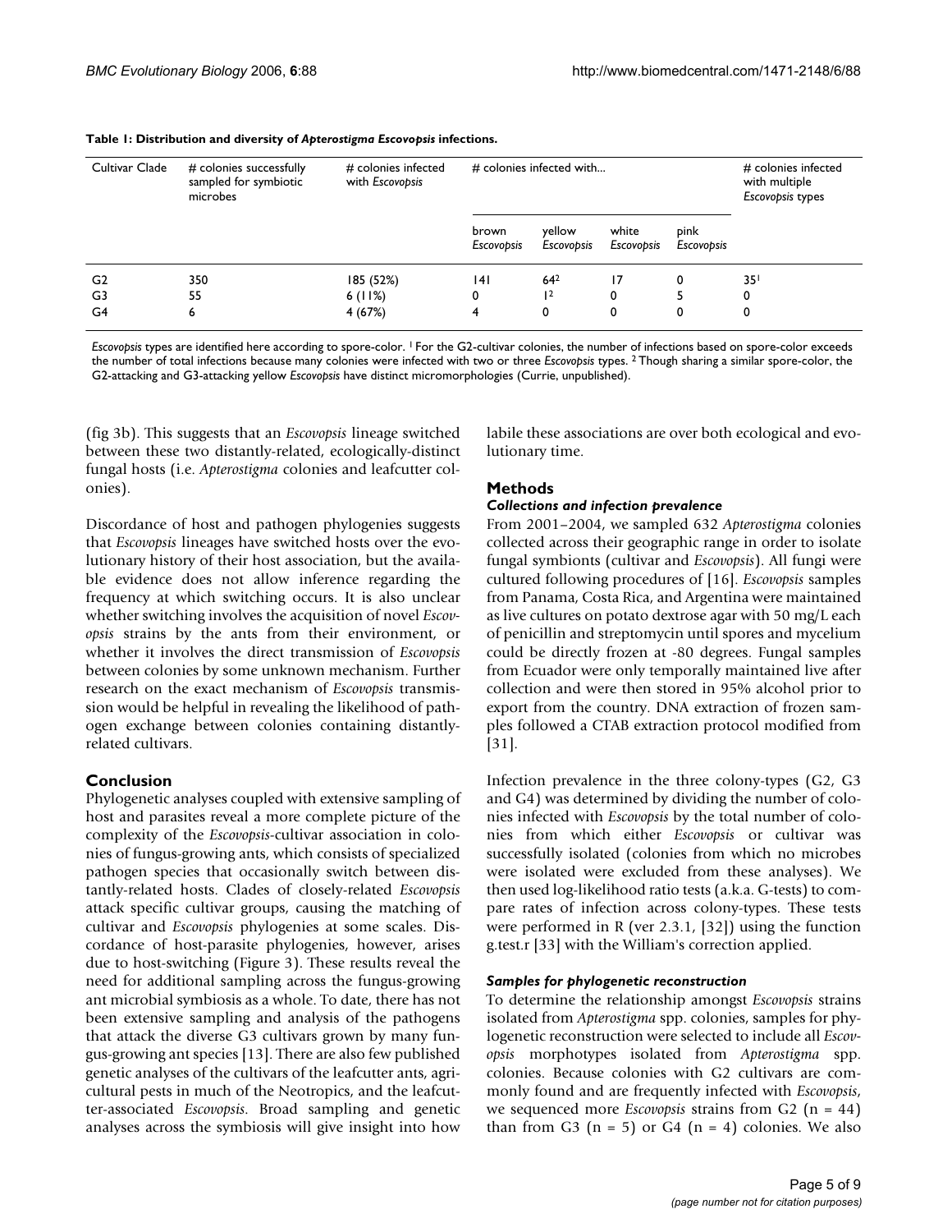**Table 1: Distribution and diversity of *Apterostigma Escovopsis* infections.**

| Cultivar Clade | # colonies successfully sampled for symbiotic microbes | # colonies infected with *Escovopsis* | # colonies infected with... | | | | # colonies infected with multiple *Escovopsis* types |
|---|---|---|---|---|---|---|---|
| | | | brown *Escovopsis* | yellow *Escovopsis* | white *Escovopsis* | pink *Escovopsis* | |
| G2 | 350 | 185 (52%) | 141 | 64[2] | 17 | 0 | 35[1] |
| G3 | 55 | 6 (11%) | 0 | 1[2] | 0 | 5 | 0 |
| G4 | 6 | 4 (67%) | 4 | 0 | 0 | 0 | 0 |

*Escovopsis* types are identified here according to spore-color. [1] For the G2-cultivar colonies, the number of infections based on spore-color exceeds the number of total infections because many colonies were infected with two or three *Escovopsis* types. [2] Though sharing a similar spore-color, the G2-attacking and G3-attacking yellow *Escovopsis* have distinct micromorphologies (Currie, unpublished).

(fig 3b). This suggests that an *Escovopsis* lineage switched between these two distantly-related, ecologically-distinct fungal hosts (i.e. *Apterostigma* colonies and leafcutter colonies).

Discordance of host and pathogen phylogenies suggests that *Escovopsis* lineages have switched hosts over the evolutionary history of their host association, but the available evidence does not allow inference regarding the frequency at which switching occurs. It is also unclear whether switching involves the acquisition of novel *Escovopsis* strains by the ants from their environment, or whether it involves the direct transmission of *Escovopsis* between colonies by some unknown mechanism. Further research on the exact mechanism of *Escovopsis* transmission would be helpful in revealing the likelihood of pathogen exchange between colonies containing distantly-related cultivars.

## Conclusion

Phylogenetic analyses coupled with extensive sampling of host and parasites reveal a more complete picture of the complexity of the *Escovopsis*-cultivar association in colonies of fungus-growing ants, which consists of specialized pathogen species that occasionally switch between distantly-related hosts. Clades of closely-related *Escovopsis* attack specific cultivar groups, causing the matching of cultivar and *Escovopsis* phylogenies at some scales. Discordance of host-parasite phylogenies, however, arises due to host-switching (Figure 3). These results reveal the need for additional sampling across the fungus-growing ant microbial symbiosis as a whole. To date, there has not been extensive sampling and analysis of the pathogens that attack the diverse G3 cultivars grown by many fungus-growing ant species [13]. There are also few published genetic analyses of the cultivars of the leafcutter ants, agricultural pests in much of the Neotropics, and the leafcutter-associated *Escovopsis*. Broad sampling and genetic analyses across the symbiosis will give insight into how labile these associations are over both ecological and evolutionary time.

## Methods

### *Collections and infection prevalence*

From 2001–2004, we sampled 632 *Apterostigma* colonies collected across their geographic range in order to isolate fungal symbionts (cultivar and *Escovopsis*). All fungi were cultured following procedures of [16]. *Escovopsis* samples from Panama, Costa Rica, and Argentina were maintained as live cultures on potato dextrose agar with 50 mg/L each of penicillin and streptomycin until spores and mycelium could be directly frozen at -80 degrees. Fungal samples from Ecuador were only temporally maintained live after collection and were then stored in 95% alcohol prior to export from the country. DNA extraction of frozen samples followed a CTAB extraction protocol modified from [31].

Infection prevalence in the three colony-types (G2, G3 and G4) was determined by dividing the number of colonies infected with *Escovopsis* by the total number of colonies from which either *Escovopsis* or cultivar was successfully isolated (colonies from which no microbes were isolated were excluded from these analyses). We then used log-likelihood ratio tests (a.k.a. G-tests) to compare rates of infection across colony-types. These tests were performed in R (ver 2.3.1, [32]) using the function g.test.r [33] with the William's correction applied.

### *Samples for phylogenetic reconstruction*

To determine the relationship amongst *Escovopsis* strains isolated from *Apterostigma* spp. colonies, samples for phylogenetic reconstruction were selected to include all *Escovopsis* morphotypes isolated from *Apterostigma* spp. colonies. Because colonies with G2 cultivars are commonly found and are frequently infected with *Escovopsis*, we sequenced more *Escovopsis* strains from G2 ($n = 44$) than from G3 ($n = 5$) or G4 ($n = 4$) colonies. We also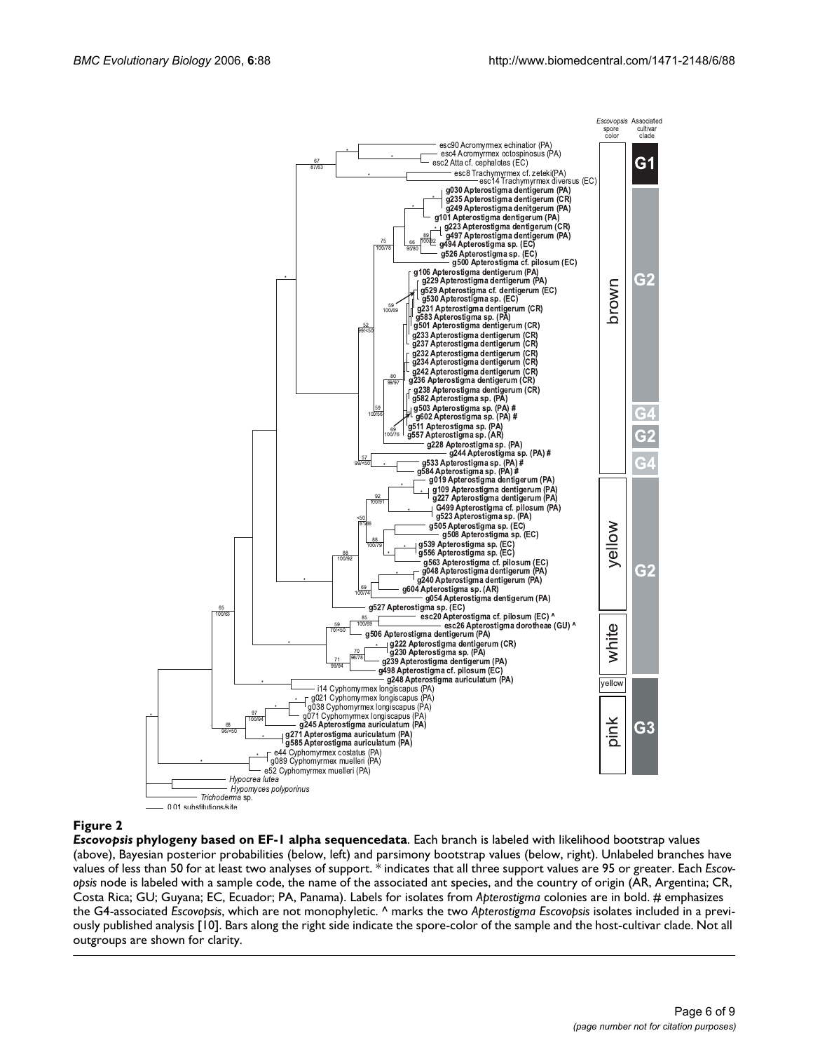**Figure 2**

***Escovopsis* phylogeny based on EF-1 alpha sequencedata**. Each branch is labeled with likelihood bootstrap values (above), Bayesian posterior probabilities (below, left) and parsimony bootstrap values (below, right). Unlabeled branches have values of less than 50 for at least two analyses of support. * indicates that all three support values are 95 or greater. Each *Escovopsis* node is labeled with a sample code, the name of the associated ant species, and the country of origin (AR, Argentina; CR, Costa Rica; GU; Guyana; EC, Ecuador; PA, Panama). Labels for isolates from *Apterostigma* colonies are in bold. # emphasizes the G4-associated *Escovopsis*, which are not monophyletic. ^ marks the two *Apterostigma Escovopsis* isolates included in a previously published analysis [10]. Bars along the right side indicate the spore-color of the sample and the host-cultivar clade. Not all outgroups are shown for clarity.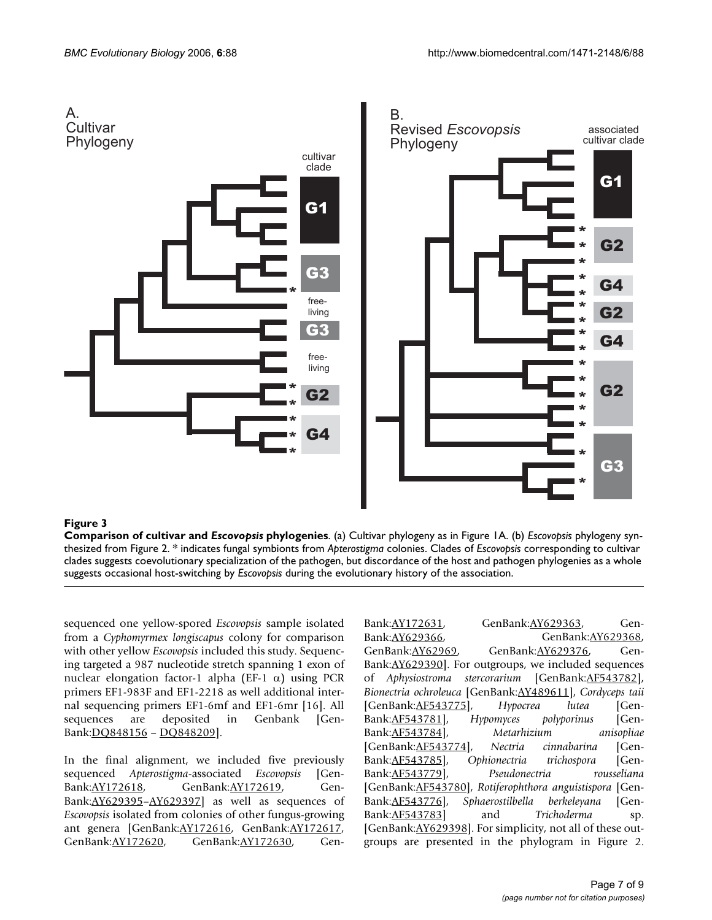**Figure 3**

**Comparison of cultivar and *Escovopsis* phylogenies**. (a) Cultivar phylogeny as in Figure 1A. (b) *Escovopsis* phylogeny synthesized from Figure 2. * indicates fungal symbionts from *Apterostigma* colonies. Clades of *Escovopsis* corresponding to cultivar clades suggests coevolutionary specialization of the pathogen, but discordance of the host and pathogen phylogenies as a whole suggests occasional host-switching by *Escovopsis* during the evolutionary history of the association.

sequenced one yellow-spored *Escovopsis* sample isolated from a *Cyphomyrmex longiscapus* colony for comparison with other yellow *Escovopsis* included this study. Sequencing targeted a 987 nucleotide stretch spanning 1 exon of nuclear elongation factor-1 alpha (EF-1 $\alpha$) using PCR primers EF1-983F and EF1-2218 as well additional internal sequencing primers EF1-6mf and EF1-6mr [16]. All sequences are deposited in Genbank [GenBank:DQ848156 – DQ848209].

In the final alignment, we included five previously sequenced *Apterostigma*-associated *Escovopsis* [GenBank:AY172618, GenBank:AY172619, GenBank:AY629395–AY629397] as well as sequences of *Escovopsis* isolated from colonies of other fungus-growing ant genera [GenBank:AY172616, GenBank:AY172617, GenBank:AY172620, GenBank:AY172630, GenBank:AY172631, GenBank:AY629363, GenBank:AY629366, GenBank:AY629368, GenBank:AY62969, GenBank:AY629376, GenBank:AY629390]. For outgroups, we included sequences of *Aphysiostroma stercorarium* [GenBank:AF543782], *Bionectria ochroleuca* [GenBank:AY489611], *Cordyceps taii* [GenBank:AF543775], *Hypocrea lutea* [GenBank:AF543781], *Hypomyces polyporinus* [GenBank:AF543784], *Metarhizium anisopliae* [GenBank:AF543774], *Nectria cinnabarina* [GenBank:AF543785], *Ophionectria trichospora* [GenBank:AF543779], *Pseudonectria rousseliana* [GenBank:AF543780], *Rotiferophthora anguistispora* [GenBank:AF543776], *Sphaerostilbella berkeleyana* [GenBank:AF543783] and *Trichoderma* sp. [GenBank:AY629398]. For simplicity, not all of these outgroups are presented in the phylogram in Figure 2.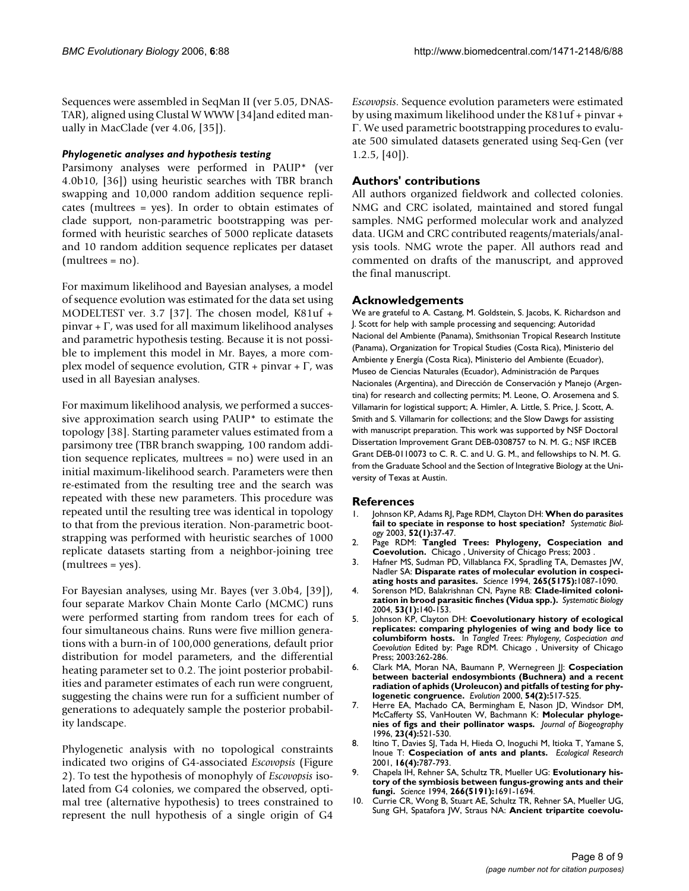Sequences were assembled in SeqMan II (ver 5.05, DNASTAR), aligned using Clustal W WWW [34]and edited manually in MacClade (ver 4.06, [35]).

### *Phylogenetic analyses and hypothesis testing*

Parsimony analyses were performed in PAUP* (ver 4.0b10, [36]) using heuristic searches with TBR branch swapping and 10,000 random addition sequence replicates (multrees = yes). In order to obtain estimates of clade support, non-parametric bootstrapping was performed with heuristic searches of 5000 replicate datasets and 10 random addition sequence replicates per dataset (multrees = no).

For maximum likelihood and Bayesian analyses, a model of sequence evolution was estimated for the data set using MODELTEST ver. 3.7 [37]. The chosen model, K81uf + pinvar + $\Gamma$, was used for all maximum likelihood analyses and parametric hypothesis testing. Because it is not possible to implement this model in Mr. Bayes, a more complex model of sequence evolution, GTR + pinvar + $\Gamma$, was used in all Bayesian analyses.

For maximum likelihood analysis, we performed a successive approximation search using PAUP* to estimate the topology [38]. Starting parameter values estimated from a parsimony tree (TBR branch swapping, 100 random addition sequence replicates, multrees = no) were used in an initial maximum-likelihood search. Parameters were then re-estimated from the resulting tree and the search was repeated with these new parameters. This procedure was repeated until the resulting tree was identical in topology to that from the previous iteration. Non-parametric bootstrapping was performed with heuristic searches of 1000 replicate datasets starting from a neighbor-joining tree (multrees = yes).

For Bayesian analyses, using Mr. Bayes (ver 3.0b4, [39]), four separate Markov Chain Monte Carlo (MCMC) runs were performed starting from random trees for each of four simultaneous chains. Runs were five million generations with a burn-in of 100,000 generations, default prior distribution for model parameters, and the differential heating parameter set to 0.2. The joint posterior probabilities and parameter estimates of each run were congruent, suggesting the chains were run for a sufficient number of generations to adequately sample the posterior probability landscape.

Phylogenetic analysis with no topological constraints indicated two origins of G4-associated *Escovopsis* (Figure 2). To test the hypothesis of monophyly of *Escovopsis* isolated from G4 colonies, we compared the observed, optimal tree (alternative hypothesis) to trees constrained to represent the null hypothesis of a single origin of G4 *Escovopsis*. Sequence evolution parameters were estimated by using maximum likelihood under the K81uf + pinvar + $\Gamma$. We used parametric bootstrapping procedures to evaluate 500 simulated datasets generated using Seq-Gen (ver 1.2.5, [40]).

## Authors' contributions

All authors organized fieldwork and collected colonies. NMG and CRC isolated, maintained and stored fungal samples. NMG performed molecular work and analyzed data. UGM and CRC contributed reagents/materials/analysis tools. NMG wrote the paper. All authors read and commented on drafts of the manuscript, and approved the final manuscript.

## Acknowledgements

We are grateful to A. Castang, M. Goldstein, S. Jacobs, K. Richardson and J. Scott for help with sample processing and sequencing; Autoridad Nacional del Ambiente (Panama), Smithsonian Tropical Research Institute (Panama), Organization for Tropical Studies (Costa Rica), Ministerio del Ambiente y Energía (Costa Rica), Ministerio del Ambiente (Ecuador), Museo de Ciencias Naturales (Ecuador), Administración de Parques Nacionales (Argentina), and Dirección de Conservación y Manejo (Argentina) for research and collecting permits; M. Leone, O. Arosemena and S. Villamarin for logistical support; A. Himler, A. Little, S. Price, J. Scott, A. Smith and S. Villamarin for collections; and the Slow Dawgs for assisting with manuscript preparation. This work was supported by NSF Doctoral Dissertation Improvement Grant DEB-0308757 to N. M. G.; NSF IRCEB Grant DEB-0110073 to C. R. C. and U. G. M., and fellowships to N. M. G. from the Graduate School and the Section of Integrative Biology at the University of Texas at Austin.

## References

1. Johnson KP, Adams RJ, Page RDM, Clayton DH: **When do parasites fail to speciate in response to host speciation?** *Systematic Biology* 2003, **52(1):**37-47.
2. Page RDM: **Tangled Trees: Phylogeny, Cospeciation and Coevolution.** Chicago , University of Chicago Press; 2003 .
3. Hafner MS, Sudman PD, Villablanca FX, Spradling TA, Demastes JW, Nadler SA: **Disparate rates of molecular evolution in cospeciating hosts and parasites.** *Science* 1994, **265(5175):**1087-1090.
4. Sorenson MD, Balakrishnan CN, Payne RB: **Clade-limited colonization in brood parasitic finches (Vidua spp.).** *Systematic Biology* 2004, **53(1):**140-153.
5. Johnson KP, Clayton DH: **Coevolutionary history of ecological replicates: comparing phylogenies of wing and body lice to columbiform hosts.** In *Tangled Trees: Phylogeny, Cospeciation and Coevolution* Edited by: Page RDM. Chicago , University of Chicago Press; 2003:262-286.
6. Clark MA, Moran NA, Baumann P, Wernegreen JJ: **Cospeciation between bacterial endosymbionts (Buchnera) and a recent radiation of aphids (Uroleucon) and pitfalls of testing for phylogenetic congruence.** *Evolution* 2000, **54(2):**517-525.
7. Herre EA, Machado CA, Bermingham E, Nason JD, Windsor DM, McCafferty SS, VanHouten W, Bachmann K: **Molecular phylogenies of figs and their pollinator wasps.** *Journal of Biogeography* 1996, **23(4):**521-530.
8. Itino T, Davies SJ, Tada H, Hieda O, Inoguchi M, Itioka T, Yamane S, Inoue T: **Cospeciation of ants and plants.** *Ecological Research* 2001, **16(4):**787-793.
9. Chapela IH, Rehner SA, Schultz TR, Mueller UG: **Evolutionary history of the symbiosis between fungus-growing ants and their fungi.** *Science* 1994, **266(5191):**1691-1694.
10. Currie CR, Wong B, Stuart AE, Schultz TR, Rehner SA, Mueller UG, Sung GH, Spatafora JW, Straus NA: **Ancient tripartite coevolu-**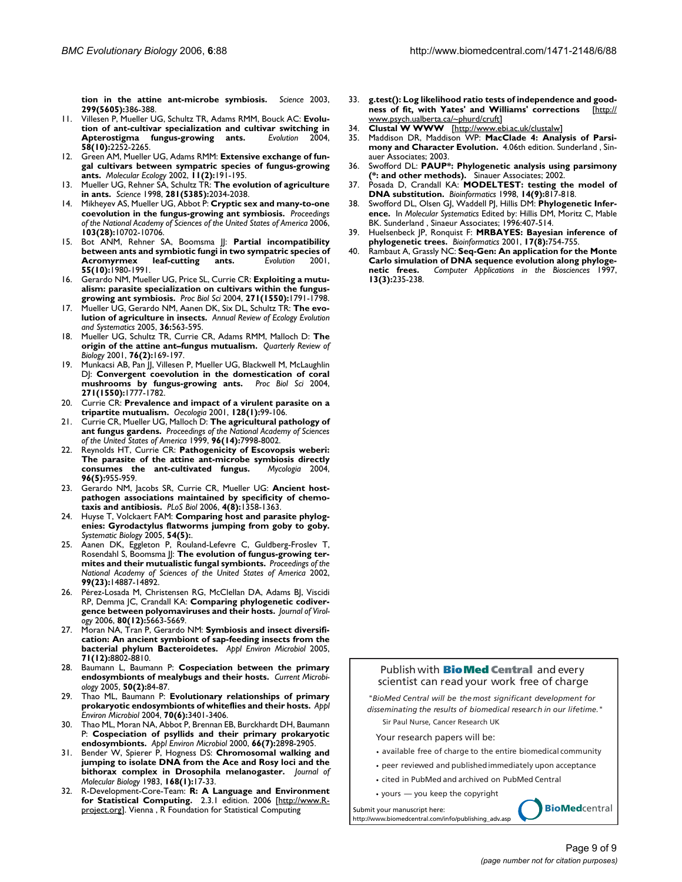tion in the attine ant-microbe symbiosis. *Science* 2003, **299(5605):**386-388.

11. Villesen P, Mueller UG, Schultz TR, Adams RMM, Bouck AC: **Evolution of ant-cultivar specialization and cultivar switching in Apterostigma fungus-growing ants.** *Evolution* 2004, **58(10):**2252-2265.
12. Green AM, Mueller UG, Adams RMM: **Extensive exchange of fungal cultivars between sympatric species of fungus-growing ants.** *Molecular Ecology* 2002, **11(2):**191-195.
13. Mueller UG, Rehner SA, Schultz TR: **The evolution of agriculture in ants.** *Science* 1998, **281(5385):**2034-2038.
14. Mikheyev AS, Mueller UG, Abbot P: **Cryptic sex and many-to-one coevolution in the fungus-growing ant symbiosis.** *Proceedings of the National Academy of Sciences of the United States of America* 2006, **103(28):**10702-10706.
15. Bot ANM, Rehner SA, Boomsma JJ: **Partial incompatibility between ants and symbiotic fungi in two sympatric species of Acromyrmex leaf-cutting ants.** *Evolution* 2001, **55(10):**1980-1991.
16. Gerardo NM, Mueller UG, Price SL, Currie CR: **Exploiting a mutualism: parasite specialization on cultivars within the fungus-growing ant symbiosis.** *Proc Biol Sci* 2004, **271(1550):**1791-1798.
17. Mueller UG, Gerardo NM, Aanen DK, Six DL, Schultz TR: **The evolution of agriculture in insects.** *Annual Review of Ecology Evolution and Systematics* 2005, **36:**563-595.
18. Mueller UG, Schultz TR, Currie CR, Adams RMM, Malloch D: **The origin of the attine ant–fungus mutualism.** *Quarterly Review of Biology* 2001, **76(2):**169-197.
19. Munkacsi AB, Pan JJ, Villesen P, Mueller UG, Blackwell M, McLaughlin DJ: **Convergent coevolution in the domestication of coral mushrooms by fungus-growing ants.** *Proc Biol Sci* 2004, **271(1550):**1777-1782.
20. Currie CR: **Prevalence and impact of a virulent parasite on a tripartite mutualism.** *Oecologia* 2001, **128(1):**99-106.
21. Currie CR, Mueller UG, Malloch D: **The agricultural pathology of ant fungus gardens.** *Proceedings of the National Academy of Sciences of the United States of America* 1999, **96(14):**7998-8002.
22. Reynolds HT, Currie CR: **Pathogenicity of Escovopsis weberi: The parasite of the attine ant-microbe symbiosis directly consumes the ant-cultivated fungus.** *Mycologia* 2004, **96(5):**955-959.
23. Gerardo NM, Jacobs SR, Currie CR, Mueller UG: **Ancient host-pathogen associations maintained by specificity of chemotaxis and antibiosis.** *PLoS Biol* 2006, **4(8):**1358-1363.
24. Huyse T, Volckaert FAM: **Comparing host and parasite phylogenies: Gyrodactylus flatworms jumping from goby to goby.** *Systematic Biology* 2005, **54(5):**.
25. Aanen DK, Eggleton P, Rouland-Lefevre C, Guldberg-Froslev T, Rosendahl S, Boomsma JJ: **The evolution of fungus-growing termites and their mutualistic fungal symbionts.** *Proceedings of the National Academy of Sciences of the United States of America* 2002, **99(23):**14887-14892.
26. Pérez-Losada M, Christensen RG, McClellan DA, Adams BJ, Viscidi RP, Demma JC, Crandall KA: **Comparing phylogenetic codivergence between polyomaviruses and their hosts.** *Journal of Virology* 2006, **80(12):**5663-5669.
27. Moran NA, Tran P, Gerardo NM: **Symbiosis and insect diversification: An ancient symbiont of sap-feeding insects from the bacterial phylum Bacteroidetes.** *Appl Environ Microbiol* 2005, **71(12):**8802-8810.
28. Baumann L, Baumann P: **Cospeciation between the primary endosymbionts of mealybugs and their hosts.** *Current Microbiology* 2005, **50(2):**84-87.
29. Thao ML, Baumann P: **Evolutionary relationships of primary prokaryotic endosymbionts of whiteflies and their hosts.** *Appl Environ Microbiol* 2004, **70(6):**3401-3406.
30. Thao ML, Moran NA, Abbot P, Brennan EB, Burckhardt DH, Baumann P: **Cospeciation of psyllids and their primary prokaryotic endosymbionts.** *Appl Environ Microbiol* 2000, **66(7):**2898-2905.
31. Bender W, Spierer P, Hogness DS: **Chromosomal walking and jumping to isolate DNA from the Ace and Rosy loci and the bithorax complex in Drosophila melanogaster.** *Journal of Molecular Biology* 1983, **168(1):**17-33.
32. R-Development-Core-Team: **R: A Language and Environment for Statistical Computing.** 2.3.1 edition. 2006 [http://www.R-project.org]. Vienna , R Foundation for Statistical Computing
33. **g.test(): Log likelihood ratio tests of independence and goodness of fit, with Yates' and Williams' corrections** [http://www.psych.ualberta.ca/~phurd/cruft]
34. **Clustal W WWW** [http://www.ebi.ac.uk/clustalw]
35. Maddison DR, Maddison WP: **MacClade 4: Analysis of Parsimony and Character Evolution.** 4.06th edition. Sunderland , Sinauer Associates; 2003.
36. Swofford DL: **PAUP*: Phylogenetic analysis using parsimony (*: and other methods).** Sinauer Associates; 2002.
37. Posada D, Crandall KA: **MODELTEST: testing the model of DNA substitution.** *Bioinformatics* 1998, **14(9):**817-818.
38. Swofford DL, Olsen GJ, Waddell PJ, Hillis DM: **Phylogenetic Inference.** In *Molecular Systematics* Edited by: Hillis DM, Moritz C, Mable BK. Sunderland , Sinauer Associates; 1996:407-514.
39. Huelsenbeck JP, Ronquist F: **MRBAYES: Bayesian inference of phylogenetic trees.** *Bioinformatics* 2001, **17(8):**754-755.
40. Rambaut A, Grassly NC: **Seq-Gen: An application for the Monte Carlo simulation of DNA sequence evolution along phylogenetic frees.** *Computer Applications in the Biosciences* 1997, **13(3):**235-238.

Publish with **BioMed Central** and every scientist can read your work free of charge

*"BioMed Central will be the most significant development for disseminating the results of biomedical research in our lifetime."*

Sir Paul Nurse, Cancer Research UK

Your research papers will be:

- available free of charge to the entire biomedical community
- peer reviewed and published immediately upon acceptance
- cited in PubMed and archived on PubMed Central
- yours — you keep the copyright

Submit your manuscript here:
http://www.biomedcentral.com/info/publishing_adv.asp

BioMedcentral